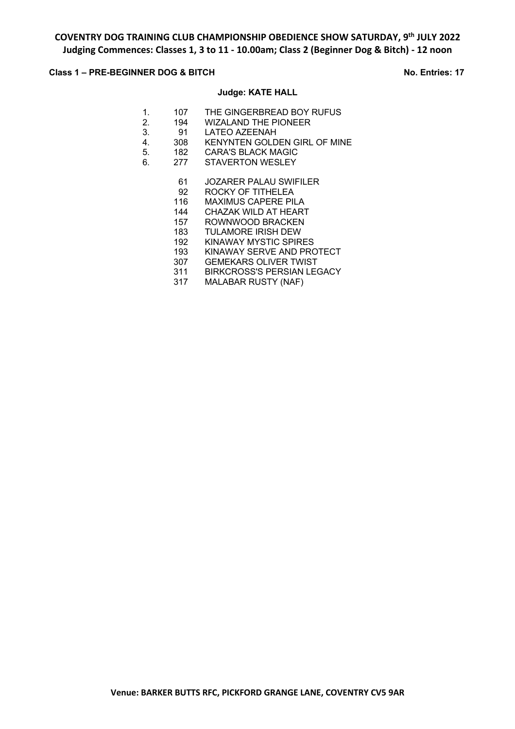**COVENTRY DOG TRAINING CLUB CHAMPIONSHIP OBEDIENCE SHOW SATURDAY, 9th JULY 2022**
**Judging Commences: Classes 1, 3 to 11 - 10.00am; Class 2 (Beginner Dog & Bitch) - 12 noon**

**Class 1 – PRE-BEGINNER DOG & BITCH** **No. Entries: 17**

**Judge: KATE HALL**

| Place | No. | Name |
|---|---|---|
| 1. | 107 | THE GINGERBREAD BOY RUFUS |
| 2. | 194 | WIZALAND THE PIONEER |
| 3. | 91 | LATEO AZEENAH |
| 4. | 308 | KENYNTEN GOLDEN GIRL OF MINE |
| 5. | 182 | CARA'S BLACK MAGIC |
| 6. | 277 | STAVERTON WESLEY |
| | 61 | JOZARER PALAU SWIFILER |
| | 92 | ROCKY OF TITHELEA |
| | 116 | MAXIMUS CAPERE PILA |
| | 144 | CHAZAK WILD AT HEART |
| | 157 | ROWNWOOD BRACKEN |
| | 183 | TULAMORE IRISH DEW |
| | 192 | KINAWAY MYSTIC SPIRES |
| | 193 | KINAWAY SERVE AND PROTECT |
| | 307 | GEMEKARS OLIVER TWIST |
| | 311 | BIRKCROSS'S PERSIAN LEGACY |
| | 317 | MALABAR RUSTY (NAF) |

**Venue: BARKER BUTTS RFC, PICKFORD GRANGE LANE, COVENTRY CV5 9AR**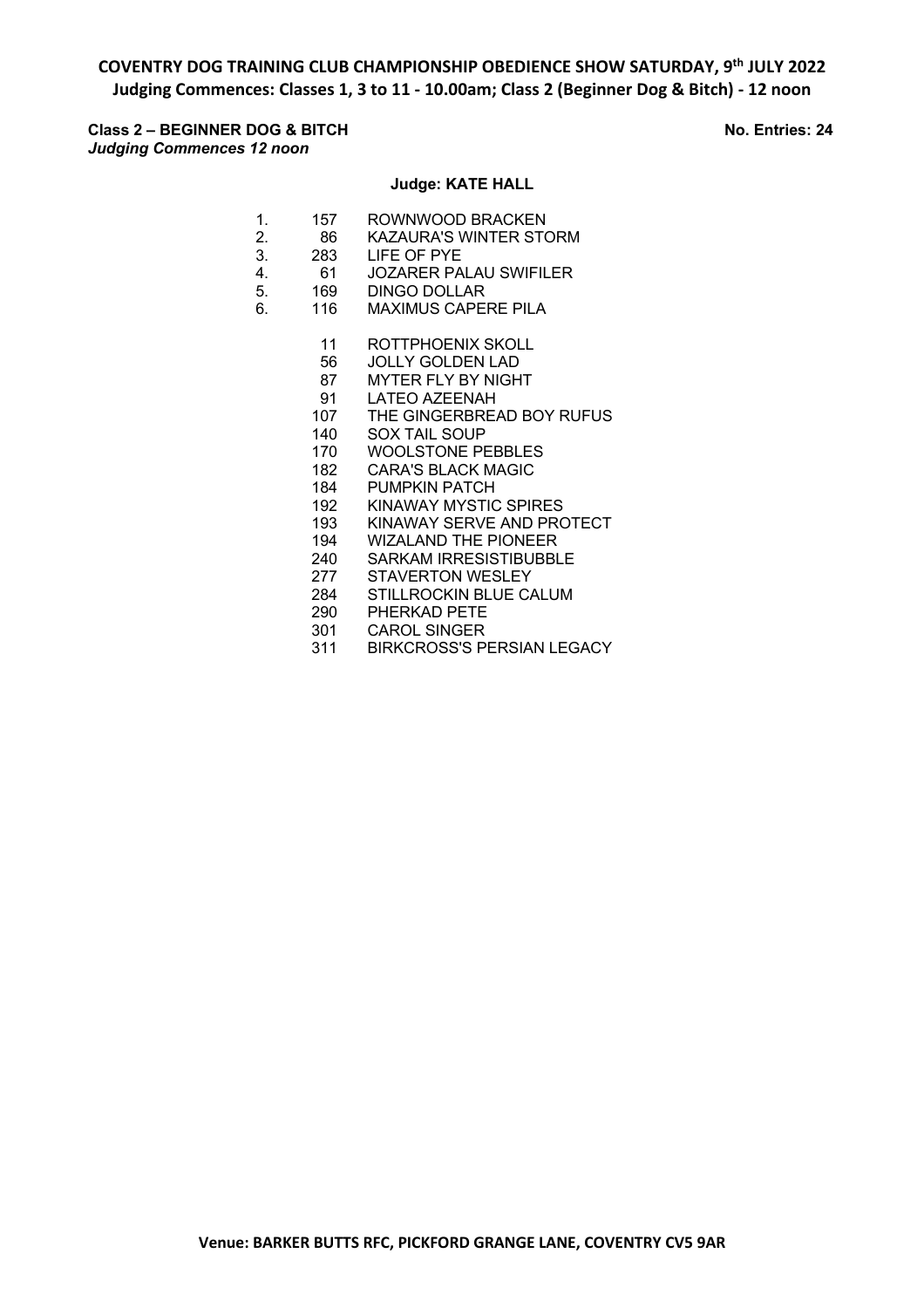**COVENTRY DOG TRAINING CLUB CHAMPIONSHIP OBEDIENCE SHOW SATURDAY, 9th JULY 2022**
**Judging Commences: Classes 1, 3 to 11 - 10.00am; Class 2 (Beginner Dog & Bitch) - 12 noon**

**Class 2 – BEGINNER DOG & BITCH** **No. Entries: 24**
***Judging Commences 12 noon***

**Judge: KATE HALL**

| Place | No. | Name |
|---|---|---|
| 1. | 157 | ROWNWOOD BRACKEN |
| 2. | 86 | KAZAURA'S WINTER STORM |
| 3. | 283 | LIFE OF PYE |
| 4. | 61 | JOZARER PALAU SWIFILER |
| 5. | 169 | DINGO DOLLAR |
| 6. | 116 | MAXIMUS CAPERE PILA |
| | 11 | ROTTPHOENIX SKOLL |
| | 56 | JOLLY GOLDEN LAD |
| | 87 | MYTER FLY BY NIGHT |
| | 91 | LATEO AZEENAH |
| | 107 | THE GINGERBREAD BOY RUFUS |
| | 140 | SOX TAIL SOUP |
| | 170 | WOOLSTONE PEBBLES |
| | 182 | CARA'S BLACK MAGIC |
| | 184 | PUMPKIN PATCH |
| | 192 | KINAWAY MYSTIC SPIRES |
| | 193 | KINAWAY SERVE AND PROTECT |
| | 194 | WIZALAND THE PIONEER |
| | 240 | SARKAM IRRESISTIBUBBLE |
| | 277 | STAVERTON WESLEY |
| | 284 | STILLROCKIN BLUE CALUM |
| | 290 | PHERKAD PETE |
| | 301 | CAROL SINGER |
| | 311 | BIRKCROSS'S PERSIAN LEGACY |

**Venue: BARKER BUTTS RFC, PICKFORD GRANGE LANE, COVENTRY CV5 9AR**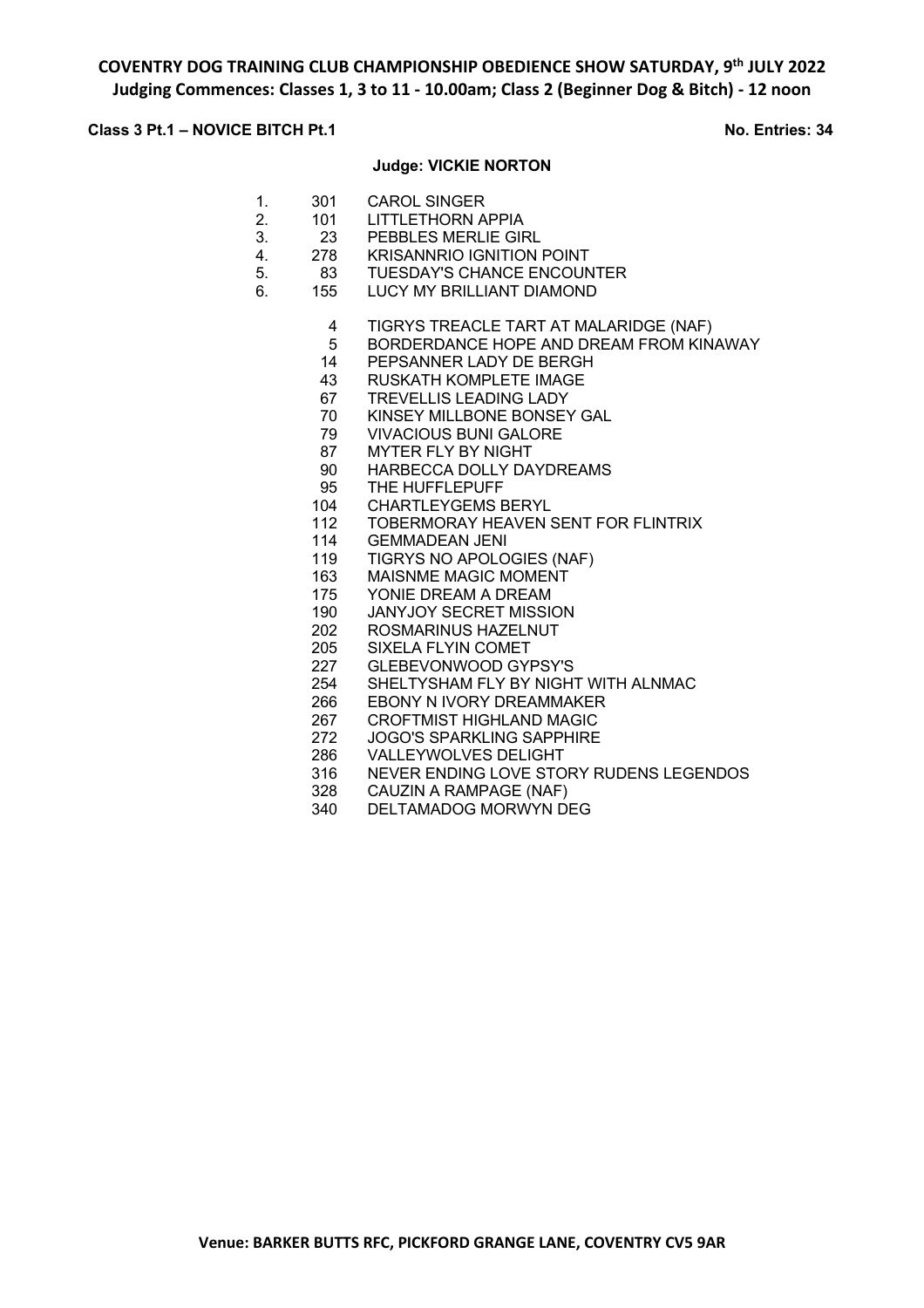**COVENTRY DOG TRAINING CLUB CHAMPIONSHIP OBEDIENCE SHOW SATURDAY, 9th JULY 2022**
**Judging Commences: Classes 1, 3 to 11 - 10.00am; Class 2 (Beginner Dog & Bitch) - 12 noon**

**Class 3 Pt.1 – NOVICE BITCH Pt.1** **No. Entries: 34**

**Judge: VICKIE NORTON**

| Place | No. | Name |
|---|---|---|
| 1. | 301 | CAROL SINGER |
| 2. | 101 | LITTLETHORN APPIA |
| 3. | 23 | PEBBLES MERLIE GIRL |
| 4. | 278 | KRISANNRIO IGNITION POINT |
| 5. | 83 | TUESDAY'S CHANCE ENCOUNTER |
| 6. | 155 | LUCY MY BRILLIANT DIAMOND |
| | 4 | TIGRYS TREACLE TART AT MALARIDGE (NAF) |
| | 5 | BORDERDANCE HOPE AND DREAM FROM KINAWAY |
| | 14 | PEPSANNER LADY DE BERGH |
| | 43 | RUSKATH KOMPLETE IMAGE |
| | 67 | TREVELLIS LEADING LADY |
| | 70 | KINSEY MILLBONE BONSEY GAL |
| | 79 | VIVACIOUS BUNI GALORE |
| | 87 | MYTER FLY BY NIGHT |
| | 90 | HARBECCA DOLLY DAYDREAMS |
| | 95 | THE HUFFLEPUFF |
| | 104 | CHARTLEYGEMS BERYL |
| | 112 | TOBERMORAY HEAVEN SENT FOR FLINTRIX |
| | 114 | GEMMADEAN JENI |
| | 119 | TIGRYS NO APOLOGIES (NAF) |
| | 163 | MAISNME MAGIC MOMENT |
| | 175 | YONIE DREAM A DREAM |
| | 190 | JANYJOY SECRET MISSION |
| | 202 | ROSMARINUS HAZELNUT |
| | 205 | SIXELA FLYIN COMET |
| | 227 | GLEBEVONWOOD GYPSY'S |
| | 254 | SHELTYSHAM FLY BY NIGHT WITH ALNMAC |
| | 266 | EBONY N IVORY DREAMMAKER |
| | 267 | CROFTMIST HIGHLAND MAGIC |
| | 272 | JOGO'S SPARKLING SAPPHIRE |
| | 286 | VALLEYWOLVES DELIGHT |
| | 316 | NEVER ENDING LOVE STORY RUDENS LEGENDOS |
| | 328 | CAUZIN A RAMPAGE (NAF) |
| | 340 | DELTAMADOG MORWYN DEG |

**Venue: BARKER BUTTS RFC, PICKFORD GRANGE LANE, COVENTRY CV5 9AR**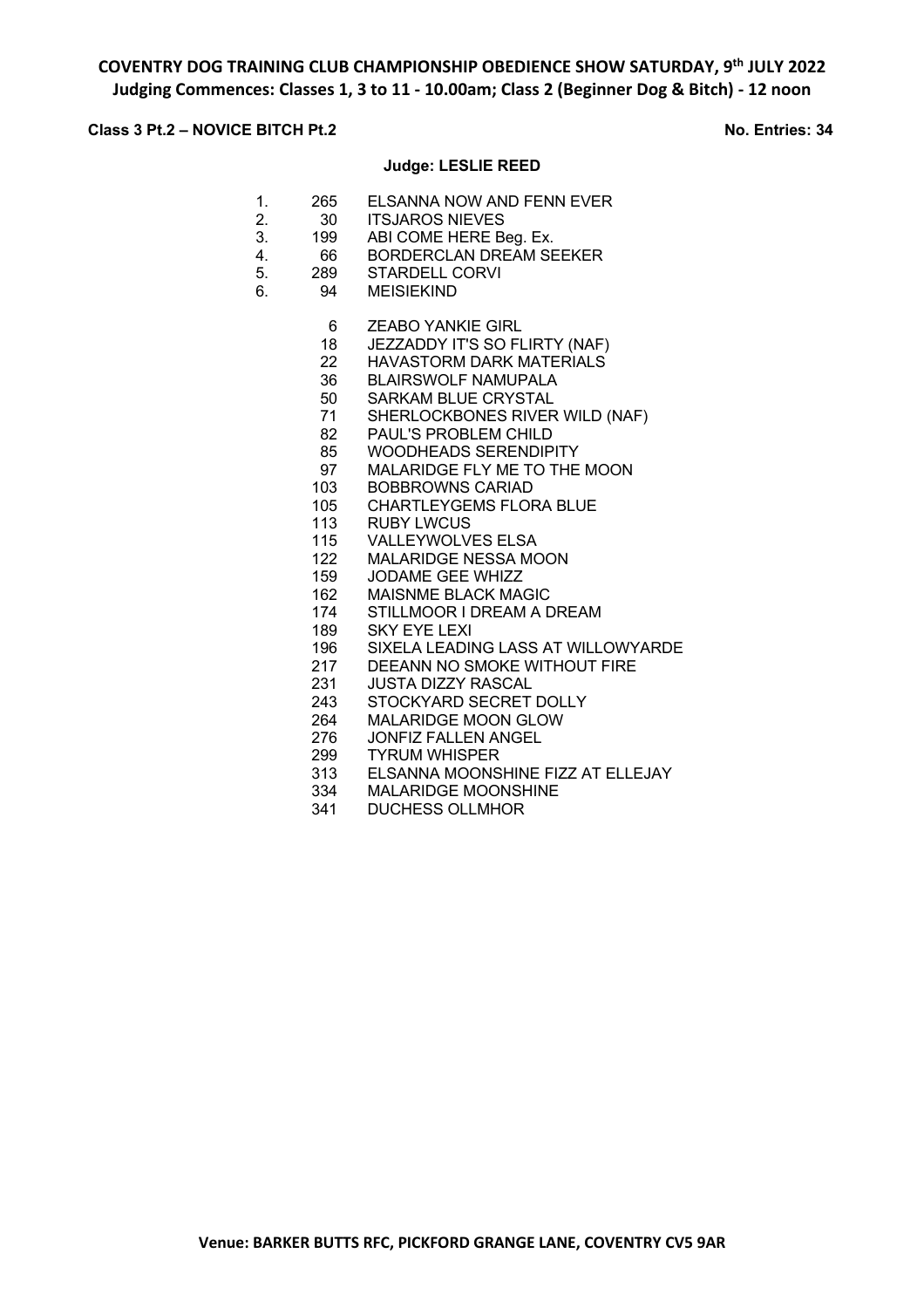**COVENTRY DOG TRAINING CLUB CHAMPIONSHIP OBEDIENCE SHOW SATURDAY, 9th JULY 2022**
**Judging Commences: Classes 1, 3 to 11 - 10.00am; Class 2 (Beginner Dog & Bitch) - 12 noon**

**Class 3 Pt.2 – NOVICE BITCH Pt.2** **No. Entries: 34**

**Judge: LESLIE REED**

| Place | No. | Name |
|---|---|---|
| 1. | 265 | ELSANNA NOW AND FENN EVER |
| 2. | 30 | ITSJAROS NIEVES |
| 3. | 199 | ABI COME HERE Beg. Ex. |
| 4. | 66 | BORDERCLAN DREAM SEEKER |
| 5. | 289 | STARDELL CORVI |
| 6. | 94 | MEISIEKIND |
| | 6 | ZEABO YANKIE GIRL |
| | 18 | JEZZADDY IT'S SO FLIRTY (NAF) |
| | 22 | HAVASTORM DARK MATERIALS |
| | 36 | BLAIRSWOLF NAMUPALA |
| | 50 | SARKAM BLUE CRYSTAL |
| | 71 | SHERLOCKBONES RIVER WILD (NAF) |
| | 82 | PAUL'S PROBLEM CHILD |
| | 85 | WOODHEADS SERENDIPITY |
| | 97 | MALARIDGE FLY ME TO THE MOON |
| | 103 | BOBBROWNS CARIAD |
| | 105 | CHARTLEYGEMS FLORA BLUE |
| | 113 | RUBY LWCUS |
| | 115 | VALLEYWOLVES ELSA |
| | 122 | MALARIDGE NESSA MOON |
| | 159 | JODAME GEE WHIZZ |
| | 162 | MAISNME BLACK MAGIC |
| | 174 | STILLMOOR I DREAM A DREAM |
| | 189 | SKY EYE LEXI |
| | 196 | SIXELA LEADING LASS AT WILLOWYARDE |
| | 217 | DEEANN NO SMOKE WITHOUT FIRE |
| | 231 | JUSTA DIZZY RASCAL |
| | 243 | STOCKYARD SECRET DOLLY |
| | 264 | MALARIDGE MOON GLOW |
| | 276 | JONFIZ FALLEN ANGEL |
| | 299 | TYRUM WHISPER |
| | 313 | ELSANNA MOONSHINE FIZZ AT ELLEJAY |
| | 334 | MALARIDGE MOONSHINE |
| | 341 | DUCHESS OLLMHOR |

**Venue: BARKER BUTTS RFC, PICKFORD GRANGE LANE, COVENTRY CV5 9AR**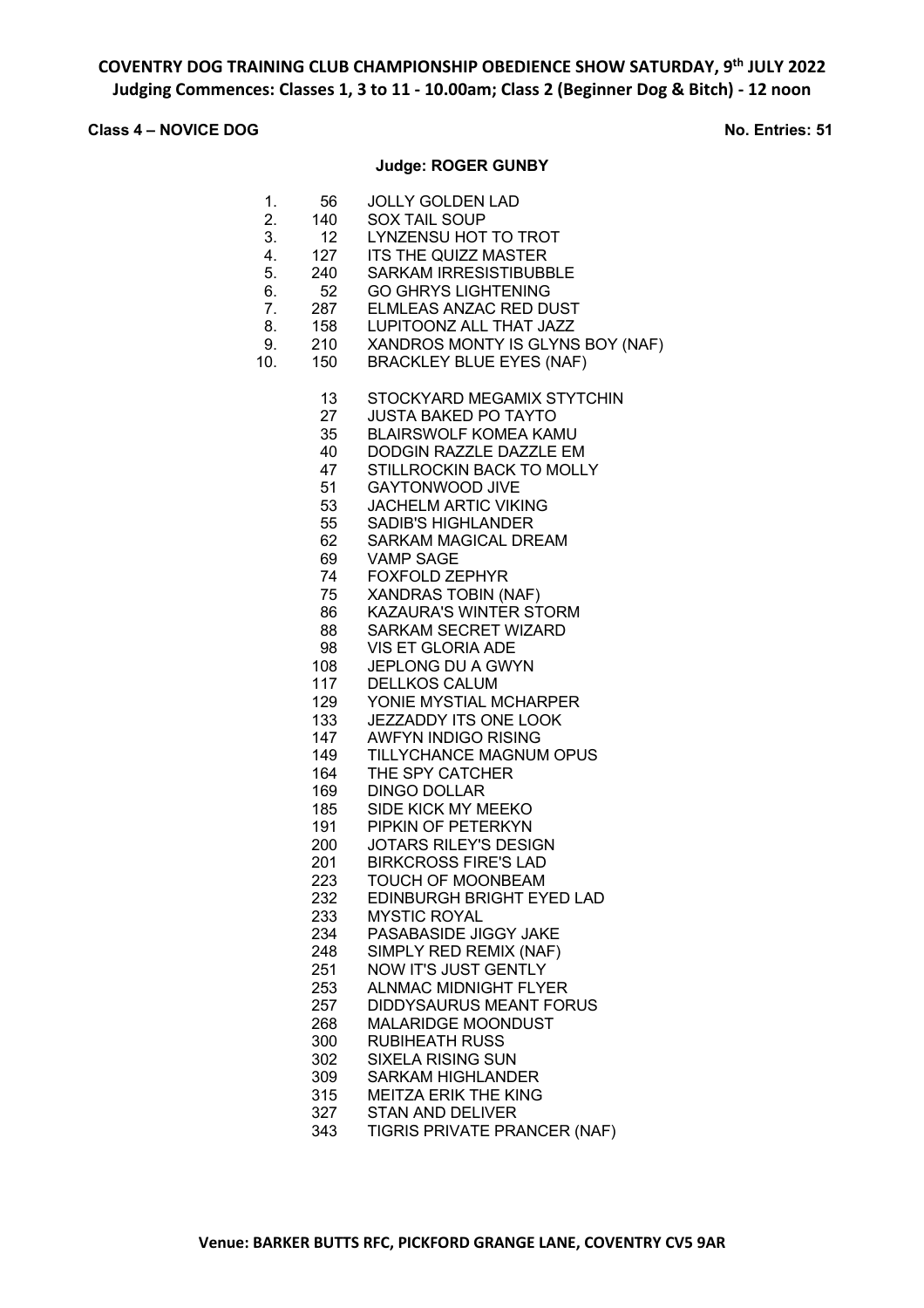**COVENTRY DOG TRAINING CLUB CHAMPIONSHIP OBEDIENCE SHOW SATURDAY, 9th JULY 2022**
**Judging Commences: Classes 1, 3 to 11 - 10.00am; Class 2 (Beginner Dog & Bitch) - 12 noon**

**Class 4 – NOVICE DOG** **No. Entries: 51**

**Judge: ROGER GUNBY**

| Place | No. | Name |
|---|---|---|
| 1. | 56 | JOLLY GOLDEN LAD |
| 2. | 140 | SOX TAIL SOUP |
| 3. | 12 | LYNZENSU HOT TO TROT |
| 4. | 127 | ITS THE QUIZZ MASTER |
| 5. | 240 | SARKAM IRRESISTIBUBBLE |
| 6. | 52 | GO GHRYS LIGHTENING |
| 7. | 287 | ELMLEAS ANZAC RED DUST |
| 8. | 158 | LUPITOONZ ALL THAT JAZZ |
| 9. | 210 | XANDROS MONTY IS GLYNS BOY (NAF) |
| 10. | 150 | BRACKLEY BLUE EYES (NAF) |
| | 13 | STOCKYARD MEGAMIX STYTCHIN |
| | 27 | JUSTA BAKED PO TAYTO |
| | 35 | BLAIRSWOLF KOMEA KAMU |
| | 40 | DODGIN RAZZLE DAZZLE EM |
| | 47 | STILLROCKIN BACK TO MOLLY |
| | 51 | GAYTONWOOD JIVE |
| | 53 | JACHELM ARTIC VIKING |
| | 55 | SADIB'S HIGHLANDER |
| | 62 | SARKAM MAGICAL DREAM |
| | 69 | VAMP SAGE |
| | 74 | FOXFOLD ZEPHYR |
| | 75 | XANDRAS TOBIN (NAF) |
| | 86 | KAZAURA'S WINTER STORM |
| | 88 | SARKAM SECRET WIZARD |
| | 98 | VIS ET GLORIA ADE |
| | 108 | JEPLONG DU A GWYN |
| | 117 | DELLKOS CALUM |
| | 129 | YONIE MYSTIAL MCHARPER |
| | 133 | JEZZADDY ITS ONE LOOK |
| | 147 | AWFYN INDIGO RISING |
| | 149 | TILLYCHANCE MAGNUM OPUS |
| | 164 | THE SPY CATCHER |
| | 169 | DINGO DOLLAR |
| | 185 | SIDE KICK MY MEEKO |
| | 191 | PIPKIN OF PETERKYN |
| | 200 | JOTARS RILEY'S DESIGN |
| | 201 | BIRKCROSS FIRE'S LAD |
| | 223 | TOUCH OF MOONBEAM |
| | 232 | EDINBURGH BRIGHT EYED LAD |
| | 233 | MYSTIC ROYAL |
| | 234 | PASABASIDE JIGGY JAKE |
| | 248 | SIMPLY RED REMIX (NAF) |
| | 251 | NOW IT'S JUST GENTLY |
| | 253 | ALNMAC MIDNIGHT FLYER |
| | 257 | DIDDYSAURUS MEANT FORUS |
| | 268 | MALARIDGE MOONDUST |
| | 300 | RUBIHEATH RUSS |
| | 302 | SIXELA RISING SUN |
| | 309 | SARKAM HIGHLANDER |
| | 315 | MEITZA ERIK THE KING |
| | 327 | STAN AND DELIVER |
| | 343 | TIGRIS PRIVATE PRANCER (NAF) |

**Venue: BARKER BUTTS RFC, PICKFORD GRANGE LANE, COVENTRY CV5 9AR**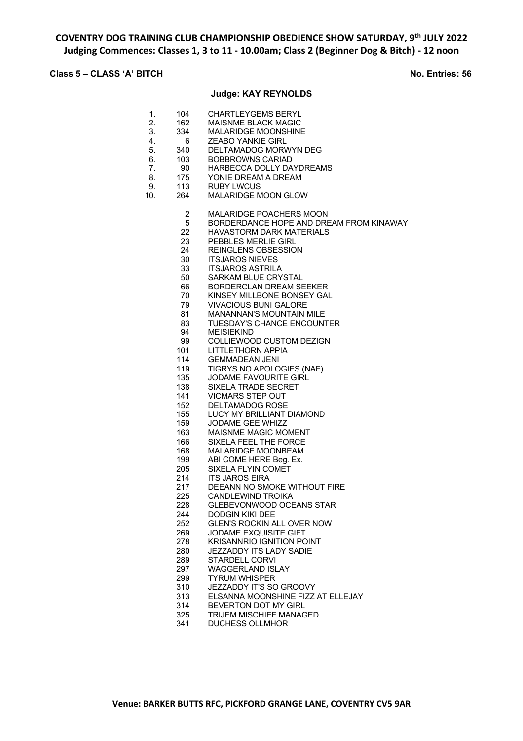**COVENTRY DOG TRAINING CLUB CHAMPIONSHIP OBEDIENCE SHOW SATURDAY, 9th JULY 2022**
**Judging Commences: Classes 1, 3 to 11 - 10.00am; Class 2 (Beginner Dog & Bitch) - 12 noon**

**Class 5 – CLASS 'A' BITCH** **No. Entries: 56**

**Judge: KAY REYNOLDS**

| Place | No. | Name |
|---|---|---|
| 1. | 104 | CHARTLEYGEMS BERYL |
| 2. | 162 | MAISNME BLACK MAGIC |
| 3. | 334 | MALARIDGE MOONSHINE |
| 4. | 6 | ZEABO YANKIE GIRL |
| 5. | 340 | DELTAMADOG MORWYN DEG |
| 6. | 103 | BOBBROWNS CARIAD |
| 7. | 90 | HARBECCA DOLLY DAYDREAMS |
| 8. | 175 | YONIE DREAM A DREAM |
| 9. | 113 | RUBY LWCUS |
| 10. | 264 | MALARIDGE MOON GLOW |

| No. | Name |
|---|---|
| 2 | MALARIDGE POACHERS MOON |
| 5 | BORDERDANCE HOPE AND DREAM FROM KINAWAY |
| 22 | HAVASTORM DARK MATERIALS |
| 23 | PEBBLES MERLIE GIRL |
| 24 | REINGLENS OBSESSION |
| 30 | ITSJAROS NIEVES |
| 33 | ITSJAROS ASTRILA |
| 50 | SARKAM BLUE CRYSTAL |
| 66 | BORDERCLAN DREAM SEEKER |
| 70 | KINSEY MILLBONE BONSEY GAL |
| 79 | VIVACIOUS BUNI GALORE |
| 81 | MANANNAN'S MOUNTAIN MILE |
| 83 | TUESDAY'S CHANCE ENCOUNTER |
| 94 | MEISIEKIND |
| 99 | COLLIEWOOD CUSTOM DEZIGN |
| 101 | LITTLETHORN APPIA |
| 114 | GEMMADEAN JENI |
| 119 | TIGRYS NO APOLOGIES (NAF) |
| 135 | JODAME FAVOURITE GIRL |
| 138 | SIXELA TRADE SECRET |
| 141 | VICMARS STEP OUT |
| 152 | DELTAMADOG ROSE |
| 155 | LUCY MY BRILLIANT DIAMOND |
| 159 | JODAME GEE WHIZZ |
| 163 | MAISNME MAGIC MOMENT |
| 166 | SIXELA FEEL THE FORCE |
| 168 | MALARIDGE MOONBEAM |
| 199 | ABI COME HERE Beg. Ex. |
| 205 | SIXELA FLYIN COMET |
| 214 | ITS JAROS EIRA |
| 217 | DEEANN NO SMOKE WITHOUT FIRE |
| 225 | CANDLEWIND TROIKA |
| 228 | GLEBEVONWOOD OCEANS STAR |
| 244 | DODGIN KIKI DEE |
| 252 | GLEN'S ROCKIN ALL OVER NOW |
| 269 | JODAME EXQUISITE GIFT |
| 278 | KRISANNRIO IGNITION POINT |
| 280 | JEZZADDY ITS LADY SADIE |
| 289 | STARDELL CORVI |
| 297 | WAGGERLAND ISLAY |
| 299 | TYRUM WHISPER |
| 310 | JEZZADDY IT'S SO GROOVY |
| 313 | ELSANNA MOONSHINE FIZZ AT ELLEJAY |
| 314 | BEVERTON DOT MY GIRL |
| 325 | TRIJEM MISCHIEF MANAGED |
| 341 | DUCHESS OLLMHOR |

**Venue: BARKER BUTTS RFC, PICKFORD GRANGE LANE, COVENTRY CV5 9AR**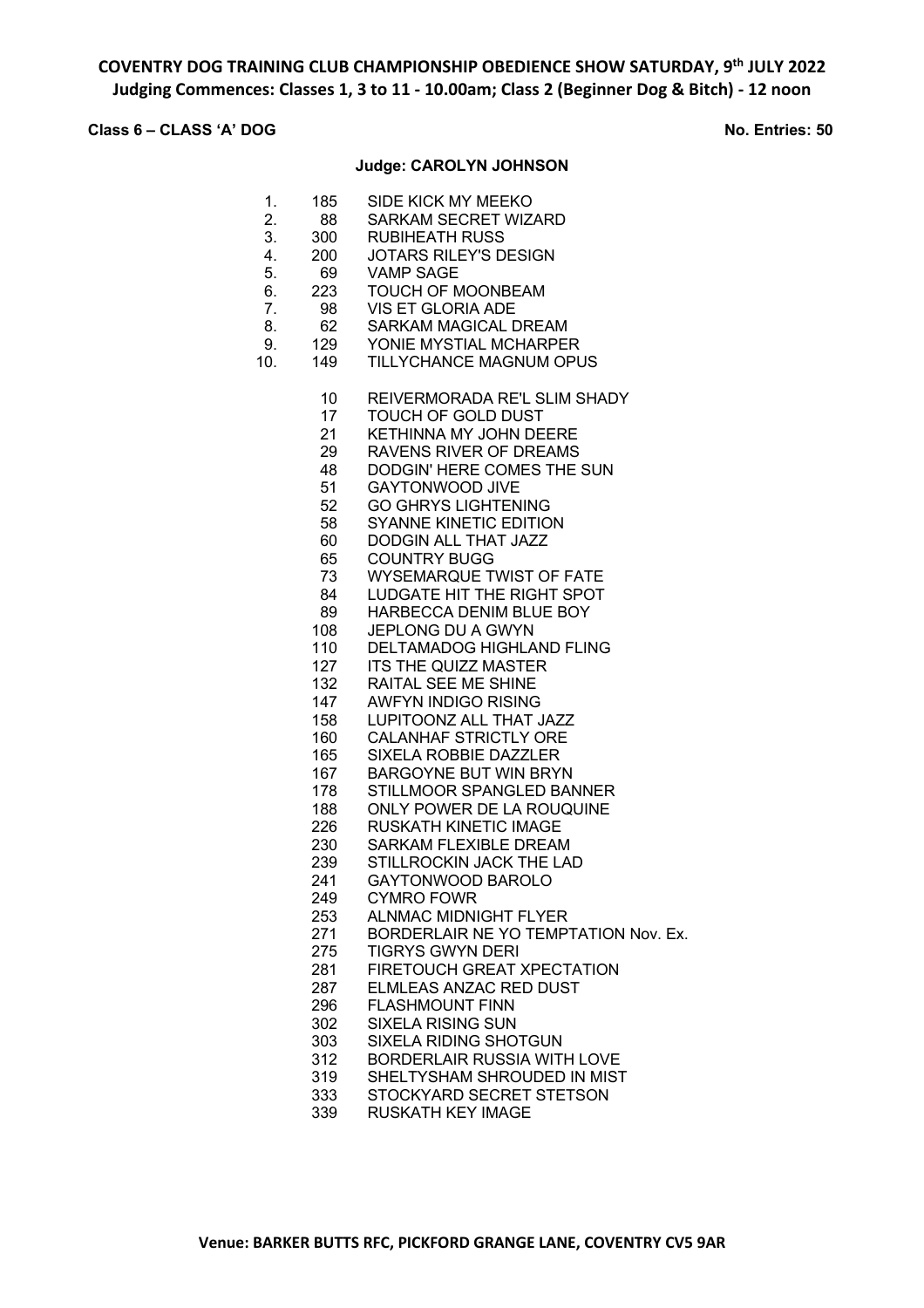**COVENTRY DOG TRAINING CLUB CHAMPIONSHIP OBEDIENCE SHOW SATURDAY, 9th JULY 2022**
**Judging Commences: Classes 1, 3 to 11 - 10.00am; Class 2 (Beginner Dog & Bitch) - 12 noon**

**Class 6 – CLASS 'A' DOG** **No. Entries: 50**

**Judge: CAROLYN JOHNSON**

| Place | No. | Name |
|---|---|---|
| 1. | 185 | SIDE KICK MY MEEKO |
| 2. | 88 | SARKAM SECRET WIZARD |
| 3. | 300 | RUBIHEATH RUSS |
| 4. | 200 | JOTARS RILEY'S DESIGN |
| 5. | 69 | VAMP SAGE |
| 6. | 223 | TOUCH OF MOONBEAM |
| 7. | 98 | VIS ET GLORIA ADE |
| 8. | 62 | SARKAM MAGICAL DREAM |
| 9. | 129 | YONIE MYSTIAL MCHARPER |
| 10. | 149 | TILLYCHANCE MAGNUM OPUS |
| | 10 | REIVERMORADA RE'L SLIM SHADY |
| | 17 | TOUCH OF GOLD DUST |
| | 21 | KETHINNA MY JOHN DEERE |
| | 29 | RAVENS RIVER OF DREAMS |
| | 48 | DODGIN' HERE COMES THE SUN |
| | 51 | GAYTONWOOD JIVE |
| | 52 | GO GHRYS LIGHTENING |
| | 58 | SYANNE KINETIC EDITION |
| | 60 | DODGIN ALL THAT JAZZ |
| | 65 | COUNTRY BUGG |
| | 73 | WYSEMARQUE TWIST OF FATE |
| | 84 | LUDGATE HIT THE RIGHT SPOT |
| | 89 | HARBECCA DENIM BLUE BOY |
| | 108 | JEPLONG DU A GWYN |
| | 110 | DELTAMADOG HIGHLAND FLING |
| | 127 | ITS THE QUIZZ MASTER |
| | 132 | RAITAL SEE ME SHINE |
| | 147 | AWFYN INDIGO RISING |
| | 158 | LUPITOONZ ALL THAT JAZZ |
| | 160 | CALANHAF STRICTLY ORE |
| | 165 | SIXELA ROBBIE DAZZLER |
| | 167 | BARGOYNE BUT WIN BRYN |
| | 178 | STILLMOOR SPANGLED BANNER |
| | 188 | ONLY POWER DE LA ROUQUINE |
| | 226 | RUSKATH KINETIC IMAGE |
| | 230 | SARKAM FLEXIBLE DREAM |
| | 239 | STILLROCKIN JACK THE LAD |
| | 241 | GAYTONWOOD BAROLO |
| | 249 | CYMRO FOWR |
| | 253 | ALNMAC MIDNIGHT FLYER |
| | 271 | BORDERLAIR NE YO TEMPTATION Nov. Ex. |
| | 275 | TIGRYS GWYN DERI |
| | 281 | FIRETOUCH GREAT XPECTATION |
| | 287 | ELMLEAS ANZAC RED DUST |
| | 296 | FLASHMOUNT FINN |
| | 302 | SIXELA RISING SUN |
| | 303 | SIXELA RIDING SHOTGUN |
| | 312 | BORDERLAIR RUSSIA WITH LOVE |
| | 319 | SHELTYSHAM SHROUDED IN MIST |
| | 333 | STOCKYARD SECRET STETSON |
| | 339 | RUSKATH KEY IMAGE |

**Venue: BARKER BUTTS RFC, PICKFORD GRANGE LANE, COVENTRY CV5 9AR**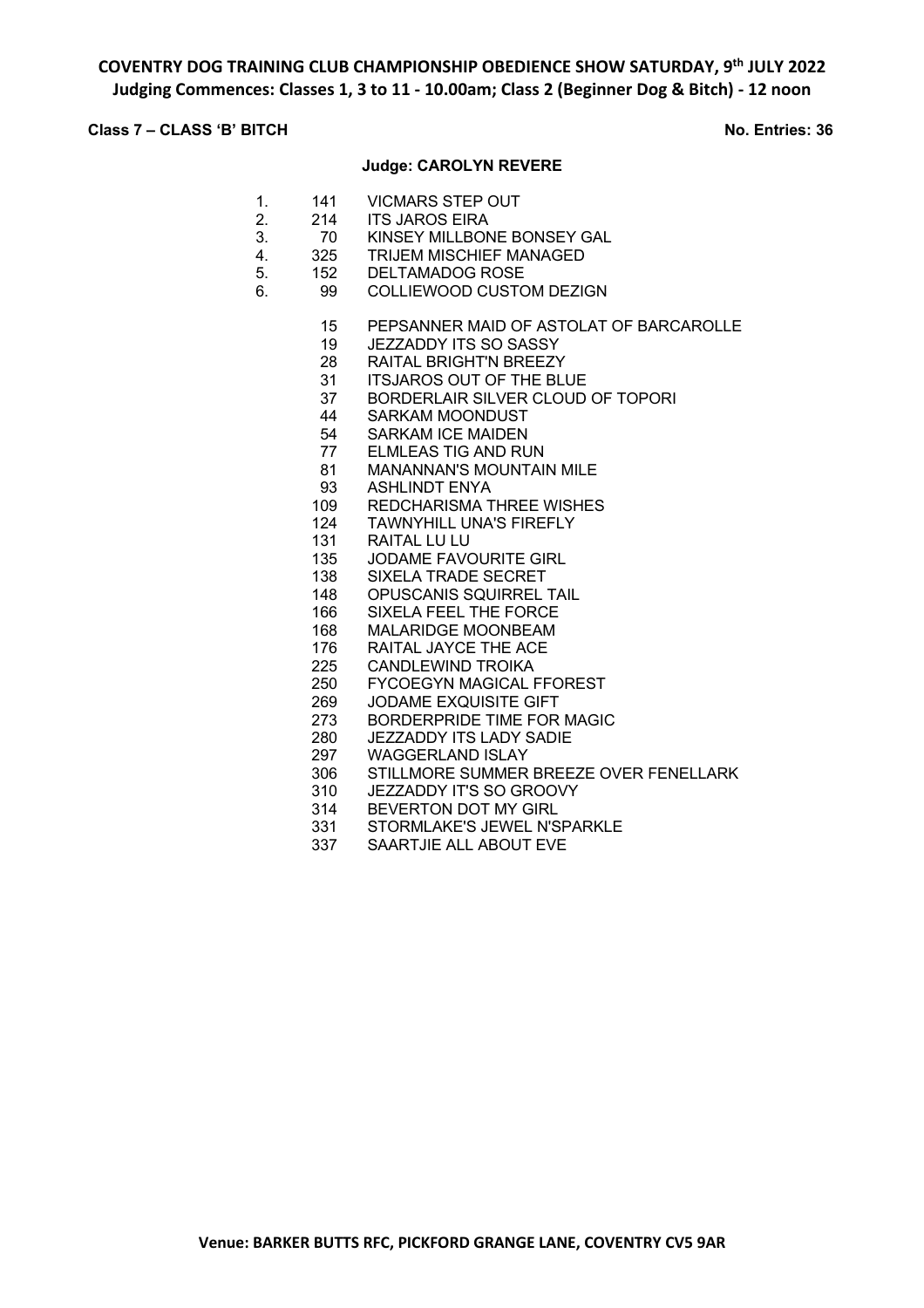**COVENTRY DOG TRAINING CLUB CHAMPIONSHIP OBEDIENCE SHOW SATURDAY, 9th JULY 2022**
**Judging Commences: Classes 1, 3 to 11 - 10.00am; Class 2 (Beginner Dog & Bitch) - 12 noon**

**Class 7 – CLASS 'B' BITCH** **No. Entries: 36**

**Judge: CAROLYN REVERE**

| Place | No. | Name |
|---|---|---|
| 1. | 141 | VICMARS STEP OUT |
| 2. | 214 | ITS JAROS EIRA |
| 3. | 70 | KINSEY MILLBONE BONSEY GAL |
| 4. | 325 | TRIJEM MISCHIEF MANAGED |
| 5. | 152 | DELTAMADOG ROSE |
| 6. | 99 | COLLIEWOOD CUSTOM DEZIGN |
| | 15 | PEPSANNER MAID OF ASTOLAT OF BARCAROLLE |
| | 19 | JEZZADDY ITS SO SASSY |
| | 28 | RAITAL BRIGHT'N BREEZY |
| | 31 | ITSJAROS OUT OF THE BLUE |
| | 37 | BORDERLAIR SILVER CLOUD OF TOPORI |
| | 44 | SARKAM MOONDUST |
| | 54 | SARKAM ICE MAIDEN |
| | 77 | ELMLEAS TIG AND RUN |
| | 81 | MANANNAN'S MOUNTAIN MILE |
| | 93 | ASHLINDT ENYA |
| | 109 | REDCHARISMA THREE WISHES |
| | 124 | TAWNYHILL UNA'S FIREFLY |
| | 131 | RAITAL LU LU |
| | 135 | JODAME FAVOURITE GIRL |
| | 138 | SIXELA TRADE SECRET |
| | 148 | OPUSCANIS SQUIRREL TAIL |
| | 166 | SIXELA FEEL THE FORCE |
| | 168 | MALARIDGE MOONBEAM |
| | 176 | RAITAL JAYCE THE ACE |
| | 225 | CANDLEWIND TROIKA |
| | 250 | FYCOEGYN MAGICAL FFOREST |
| | 269 | JODAME EXQUISITE GIFT |
| | 273 | BORDERPRIDE TIME FOR MAGIC |
| | 280 | JEZZADDY ITS LADY SADIE |
| | 297 | WAGGERLAND ISLAY |
| | 306 | STILLMORE SUMMER BREEZE OVER FENELLARK |
| | 310 | JEZZADDY IT'S SO GROOVY |
| | 314 | BEVERTON DOT MY GIRL |
| | 331 | STORMLAKE'S JEWEL N'SPARKLE |
| | 337 | SAARTJIE ALL ABOUT EVE |

**Venue: BARKER BUTTS RFC, PICKFORD GRANGE LANE, COVENTRY CV5 9AR**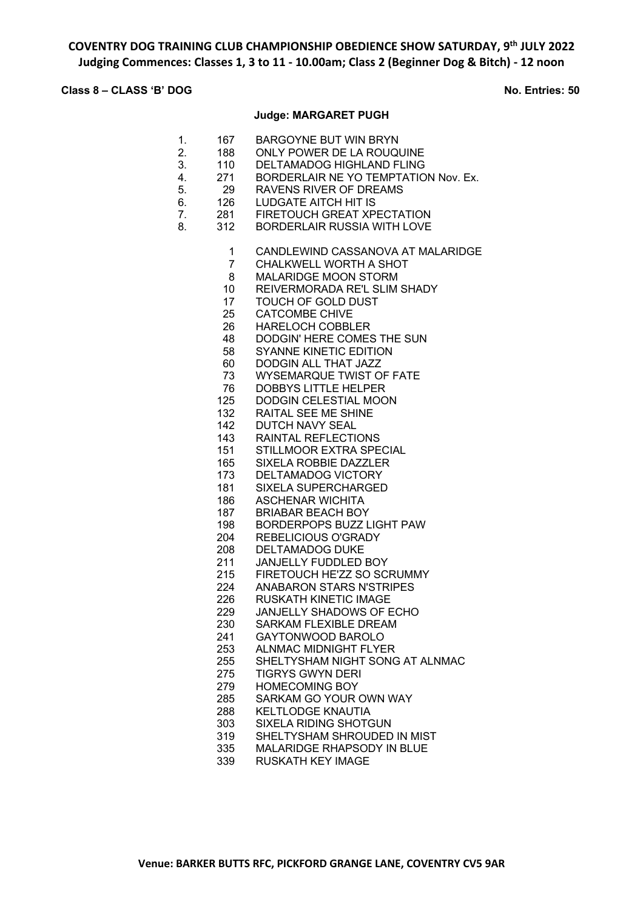**COVENTRY DOG TRAINING CLUB CHAMPIONSHIP OBEDIENCE SHOW SATURDAY, 9th JULY 2022**
**Judging Commences: Classes 1, 3 to 11 - 10.00am; Class 2 (Beginner Dog & Bitch) - 12 noon**

**Class 8 – CLASS 'B' DOG** **No. Entries: 50**

**Judge: MARGARET PUGH**

| Place | No. | Name |
|---|---|---|
| 1. | 167 | BARGOYNE BUT WIN BRYN |
| 2. | 188 | ONLY POWER DE LA ROUQUINE |
| 3. | 110 | DELTAMADOG HIGHLAND FLING |
| 4. | 271 | BORDERLAIR NE YO TEMPTATION Nov. Ex. |
| 5. | 29 | RAVENS RIVER OF DREAMS |
| 6. | 126 | LUDGATE AITCH HIT IS |
| 7. | 281 | FIRETOUCH GREAT XPECTATION |
| 8. | 312 | BORDERLAIR RUSSIA WITH LOVE |

| No. | Name |
|---|---|
| 1 | CANDLEWIND CASSANOVA AT MALARIDGE |
| 7 | CHALKWELL WORTH A SHOT |
| 8 | MALARIDGE MOON STORM |
| 10 | REIVERMORADA RE'L SLIM SHADY |
| 17 | TOUCH OF GOLD DUST |
| 25 | CATCOMBE CHIVE |
| 26 | HARELOCH COBBLER |
| 48 | DODGIN' HERE COMES THE SUN |
| 58 | SYANNE KINETIC EDITION |
| 60 | DODGIN ALL THAT JAZZ |
| 73 | WYSEMARQUE TWIST OF FATE |
| 76 | DOBBYS LITTLE HELPER |
| 125 | DODGIN CELESTIAL MOON |
| 132 | RAITAL SEE ME SHINE |
| 142 | DUTCH NAVY SEAL |
| 143 | RAINTAL REFLECTIONS |
| 151 | STILLMOOR EXTRA SPECIAL |
| 165 | SIXELA ROBBIE DAZZLER |
| 173 | DELTAMADOG VICTORY |
| 181 | SIXELA SUPERCHARGED |
| 186 | ASCHENAR WICHITA |
| 187 | BRIABAR BEACH BOY |
| 198 | BORDERPOPS BUZZ LIGHT PAW |
| 204 | REBELICIOUS O'GRADY |
| 208 | DELTAMADOG DUKE |
| 211 | JANJELLY FUDDLED BOY |
| 215 | FIRETOUCH HE'ZZ SO SCRUMMY |
| 224 | ANABARON STARS N'STRIPES |
| 226 | RUSKATH KINETIC IMAGE |
| 229 | JANJELLY SHADOWS OF ECHO |
| 230 | SARKAM FLEXIBLE DREAM |
| 241 | GAYTONWOOD BAROLO |
| 253 | ALNMAC MIDNIGHT FLYER |
| 255 | SHELTYSHAM NIGHT SONG AT ALNMAC |
| 275 | TIGRYS GWYN DERI |
| 279 | HOMECOMING BOY |
| 285 | SARKAM GO YOUR OWN WAY |
| 288 | KELTLODGE KNAUTIA |
| 303 | SIXELA RIDING SHOTGUN |
| 319 | SHELTYSHAM SHROUDED IN MIST |
| 335 | MALARIDGE RHAPSODY IN BLUE |
| 339 | RUSKATH KEY IMAGE |

**Venue: BARKER BUTTS RFC, PICKFORD GRANGE LANE, COVENTRY CV5 9AR**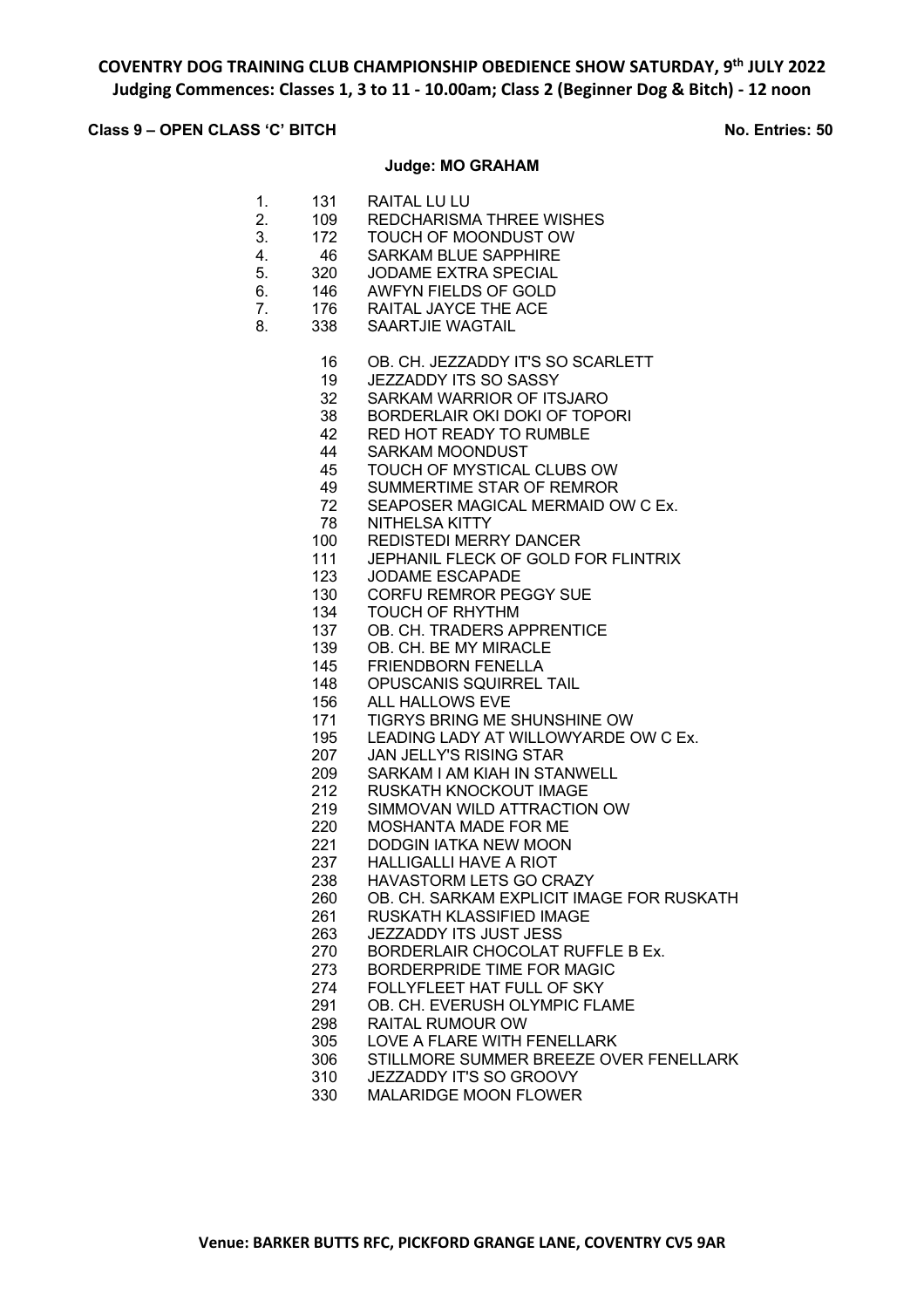**COVENTRY DOG TRAINING CLUB CHAMPIONSHIP OBEDIENCE SHOW SATURDAY, 9th JULY 2022**
**Judging Commences: Classes 1, 3 to 11 - 10.00am; Class 2 (Beginner Dog & Bitch) - 12 noon**

**Class 9 – OPEN CLASS 'C' BITCH** **No. Entries: 50**

**Judge: MO GRAHAM**

| Place | No. | Name |
|---|---|---|
| 1. | 131 | RAITAL LU LU |
| 2. | 109 | REDCHARISMA THREE WISHES |
| 3. | 172 | TOUCH OF MOONDUST OW |
| 4. | 46 | SARKAM BLUE SAPPHIRE |
| 5. | 320 | JODAME EXTRA SPECIAL |
| 6. | 146 | AWFYN FIELDS OF GOLD |
| 7. | 176 | RAITAL JAYCE THE ACE |
| 8. | 338 | SAARTJIE WAGTAIL |

16 OB. CH. JEZZADDY IT'S SO SCARLETT
19 JEZZADDY ITS SO SASSY
32 SARKAM WARRIOR OF ITSJARO
38 BORDERLAIR OKI DOKI OF TOPORI
42 RED HOT READY TO RUMBLE
44 SARKAM MOONDUST
45 TOUCH OF MYSTICAL CLUBS OW
49 SUMMERTIME STAR OF REMROR
72 SEAPOSER MAGICAL MERMAID OW C Ex.
78 NITHELSA KITTY
100 REDISTEDI MERRY DANCER
111 JEPHANIL FLECK OF GOLD FOR FLINTRIX
123 JODAME ESCAPADE
130 CORFU REMROR PEGGY SUE
134 TOUCH OF RHYTHM
137 OB. CH. TRADERS APPRENTICE
139 OB. CH. BE MY MIRACLE
145 FRIENDBORN FENELLA
148 OPUSCANIS SQUIRREL TAIL
156 ALL HALLOWS EVE
171 TIGRYS BRING ME SHUNSHINE OW
195 LEADING LADY AT WILLOWYARDE OW C Ex.
207 JAN JELLY'S RISING STAR
209 SARKAM I AM KIAH IN STANWELL
212 RUSKATH KNOCKOUT IMAGE
219 SIMMOVAN WILD ATTRACTION OW
220 MOSHANTA MADE FOR ME
221 DODGIN IATKA NEW MOON
237 HALLIGALLI HAVE A RIOT
238 HAVASTORM LETS GO CRAZY
260 OB. CH. SARKAM EXPLICIT IMAGE FOR RUSKATH
261 RUSKATH KLASSIFIED IMAGE
263 JEZZADDY ITS JUST JESS
270 BORDERLAIR CHOCOLAT RUFFLE B Ex.
273 BORDERPRIDE TIME FOR MAGIC
274 FOLLYFLEET HAT FULL OF SKY
291 OB. CH. EVERUSH OLYMPIC FLAME
298 RAITAL RUMOUR OW
305 LOVE A FLARE WITH FENELLARK
306 STILLMORE SUMMER BREEZE OVER FENELLARK
310 JEZZADDY IT'S SO GROOVY
330 MALARIDGE MOON FLOWER

**Venue: BARKER BUTTS RFC, PICKFORD GRANGE LANE, COVENTRY CV5 9AR**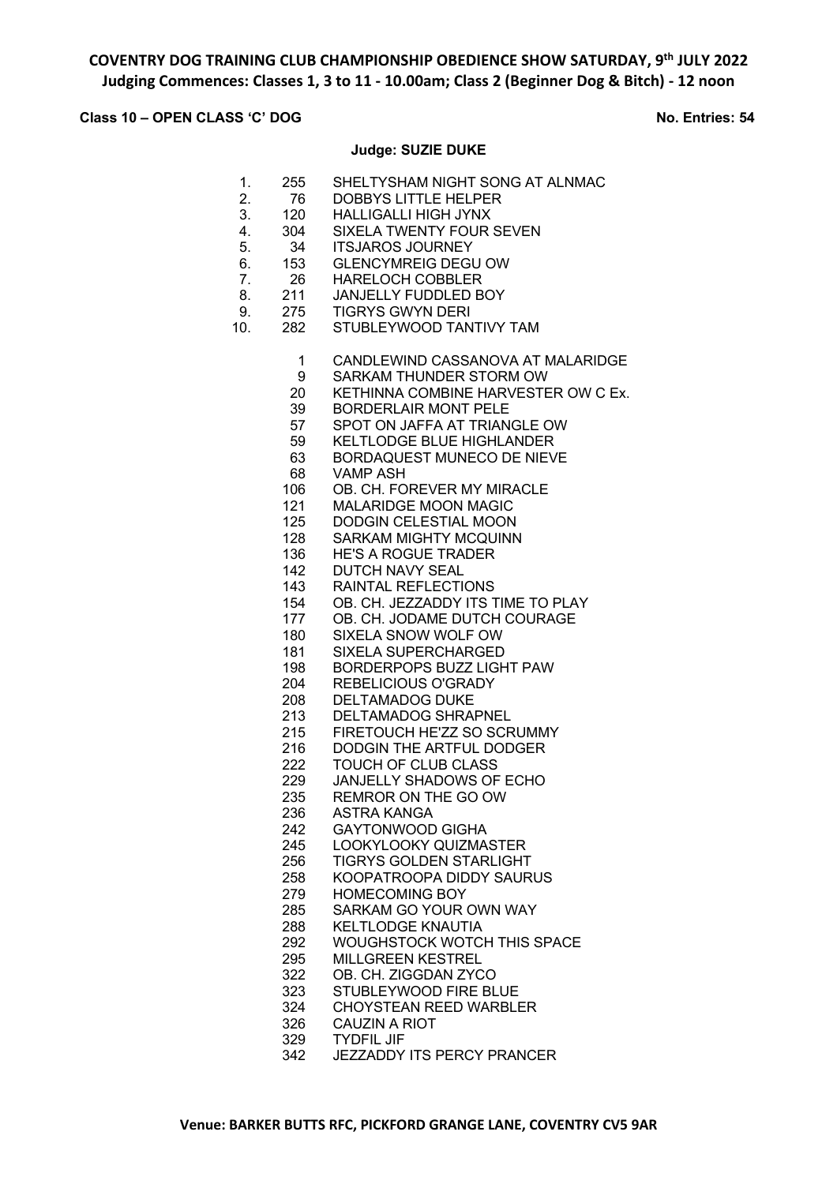**COVENTRY DOG TRAINING CLUB CHAMPIONSHIP OBEDIENCE SHOW SATURDAY, 9th JULY 2022**
**Judging Commences: Classes 1, 3 to 11 - 10.00am; Class 2 (Beginner Dog & Bitch) - 12 noon**

**Class 10 – OPEN CLASS 'C' DOG** **No. Entries: 54**

**Judge: SUZIE DUKE**

| Place | No. | Name |
|---|---|---|
| 1. | 255 | SHELTYSHAM NIGHT SONG AT ALNMAC |
| 2. | 76 | DOBBYS LITTLE HELPER |
| 3. | 120 | HALLIGALLI HIGH JYNX |
| 4. | 304 | SIXELA TWENTY FOUR SEVEN |
| 5. | 34 | ITSJAROS JOURNEY |
| 6. | 153 | GLENCYMREIG DEGU OW |
| 7. | 26 | HARELOCH COBBLER |
| 8. | 211 | JANJELLY FUDDLED BOY |
| 9. | 275 | TIGRYS GWYN DERI |
| 10. | 282 | STUBLEYWOOD TANTIVY TAM |

| No. | Name |
|---|---|
| 1 | CANDLEWIND CASSANOVA AT MALARIDGE |
| 9 | SARKAM THUNDER STORM OW |
| 20 | KETHINNA COMBINE HARVESTER OW C Ex. |
| 39 | BORDERLAIR MONT PELE |
| 57 | SPOT ON JAFFA AT TRIANGLE OW |
| 59 | KELTLODGE BLUE HIGHLANDER |
| 63 | BORDAQUEST MUNECO DE NIEVE |
| 68 | VAMP ASH |
| 106 | OB. CH. FOREVER MY MIRACLE |
| 121 | MALARIDGE MOON MAGIC |
| 125 | DODGIN CELESTIAL MOON |
| 128 | SARKAM MIGHTY MCQUINN |
| 136 | HE'S A ROGUE TRADER |
| 142 | DUTCH NAVY SEAL |
| 143 | RAINTAL REFLECTIONS |
| 154 | OB. CH. JEZZADDY ITS TIME TO PLAY |
| 177 | OB. CH. JODAME DUTCH COURAGE |
| 180 | SIXELA SNOW WOLF OW |
| 181 | SIXELA SUPERCHARGED |
| 198 | BORDERPOPS BUZZ LIGHT PAW |
| 204 | REBELICIOUS O'GRADY |
| 208 | DELTAMADOG DUKE |
| 213 | DELTAMADOG SHRAPNEL |
| 215 | FIRETOUCH HE'ZZ SO SCRUMMY |
| 216 | DODGIN THE ARTFUL DODGER |
| 222 | TOUCH OF CLUB CLASS |
| 229 | JANJELLY SHADOWS OF ECHO |
| 235 | REMROR ON THE GO OW |
| 236 | ASTRA KANGA |
| 242 | GAYTONWOOD GIGHA |
| 245 | LOOKYLOOKY QUIZMASTER |
| 256 | TIGRYS GOLDEN STARLIGHT |
| 258 | KOOPATROOPA DIDDY SAURUS |
| 279 | HOMECOMING BOY |
| 285 | SARKAM GO YOUR OWN WAY |
| 288 | KELTLODGE KNAUTIA |
| 292 | WOUGHSTOCK WOTCH THIS SPACE |
| 295 | MILLGREEN KESTREL |
| 322 | OB. CH. ZIGGDAN ZYCO |
| 323 | STUBLEYWOOD FIRE BLUE |
| 324 | CHOYSTEAN REED WARBLER |
| 326 | CAUZIN A RIOT |
| 329 | TYDFIL JIF |
| 342 | JEZZADDY ITS PERCY PRANCER |

**Venue: BARKER BUTTS RFC, PICKFORD GRANGE LANE, COVENTRY CV5 9AR**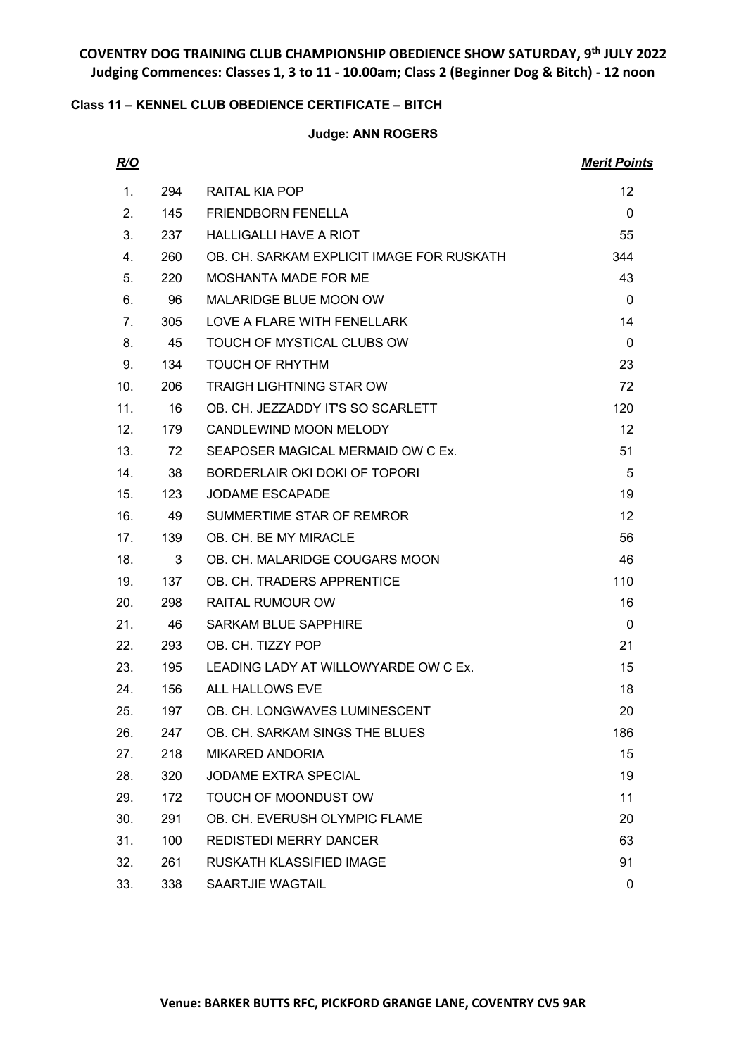**COVENTRY DOG TRAINING CLUB CHAMPIONSHIP OBEDIENCE SHOW SATURDAY, 9th JULY 2022**
**Judging Commences: Classes 1, 3 to 11 - 10.00am; Class 2 (Beginner Dog & Bitch) - 12 noon**

**Class 11 – KENNEL CLUB OBEDIENCE CERTIFICATE – BITCH**

**Judge: ANN ROGERS**

| *R/O* | | | *Merit Points* |
|---|---|---|---|
| 1. | 294 | RAITAL KIA POP | 12 |
| 2. | 145 | FRIENDBORN FENELLA | 0 |
| 3. | 237 | HALLIGALLI HAVE A RIOT | 55 |
| 4. | 260 | OB. CH. SARKAM EXPLICIT IMAGE FOR RUSKATH | 344 |
| 5. | 220 | MOSHANTA MADE FOR ME | 43 |
| 6. | 96 | MALARIDGE BLUE MOON OW | 0 |
| 7. | 305 | LOVE A FLARE WITH FENELLARK | 14 |
| 8. | 45 | TOUCH OF MYSTICAL CLUBS OW | 0 |
| 9. | 134 | TOUCH OF RHYTHM | 23 |
| 10. | 206 | TRAIGH LIGHTNING STAR OW | 72 |
| 11. | 16 | OB. CH. JEZZADDY IT'S SO SCARLETT | 120 |
| 12. | 179 | CANDLEWIND MOON MELODY | 12 |
| 13. | 72 | SEAPOSER MAGICAL MERMAID OW C Ex. | 51 |
| 14. | 38 | BORDERLAIR OKI DOKI OF TOPORI | 5 |
| 15. | 123 | JODAME ESCAPADE | 19 |
| 16. | 49 | SUMMERTIME STAR OF REMROR | 12 |
| 17. | 139 | OB. CH. BE MY MIRACLE | 56 |
| 18. | 3 | OB. CH. MALARIDGE COUGARS MOON | 46 |
| 19. | 137 | OB. CH. TRADERS APPRENTICE | 110 |
| 20. | 298 | RAITAL RUMOUR OW | 16 |
| 21. | 46 | SARKAM BLUE SAPPHIRE | 0 |
| 22. | 293 | OB. CH. TIZZY POP | 21 |
| 23. | 195 | LEADING LADY AT WILLOWYARDE OW C Ex. | 15 |
| 24. | 156 | ALL HALLOWS EVE | 18 |
| 25. | 197 | OB. CH. LONGWAVES LUMINESCENT | 20 |
| 26. | 247 | OB. CH. SARKAM SINGS THE BLUES | 186 |
| 27. | 218 | MIKARED ANDORIA | 15 |
| 28. | 320 | JODAME EXTRA SPECIAL | 19 |
| 29. | 172 | TOUCH OF MOONDUST OW | 11 |
| 30. | 291 | OB. CH. EVERUSH OLYMPIC FLAME | 20 |
| 31. | 100 | REDISTEDI MERRY DANCER | 63 |
| 32. | 261 | RUSKATH KLASSIFIED IMAGE | 91 |
| 33. | 338 | SAARTJIE WAGTAIL | 0 |

**Venue: BARKER BUTTS RFC, PICKFORD GRANGE LANE, COVENTRY CV5 9AR**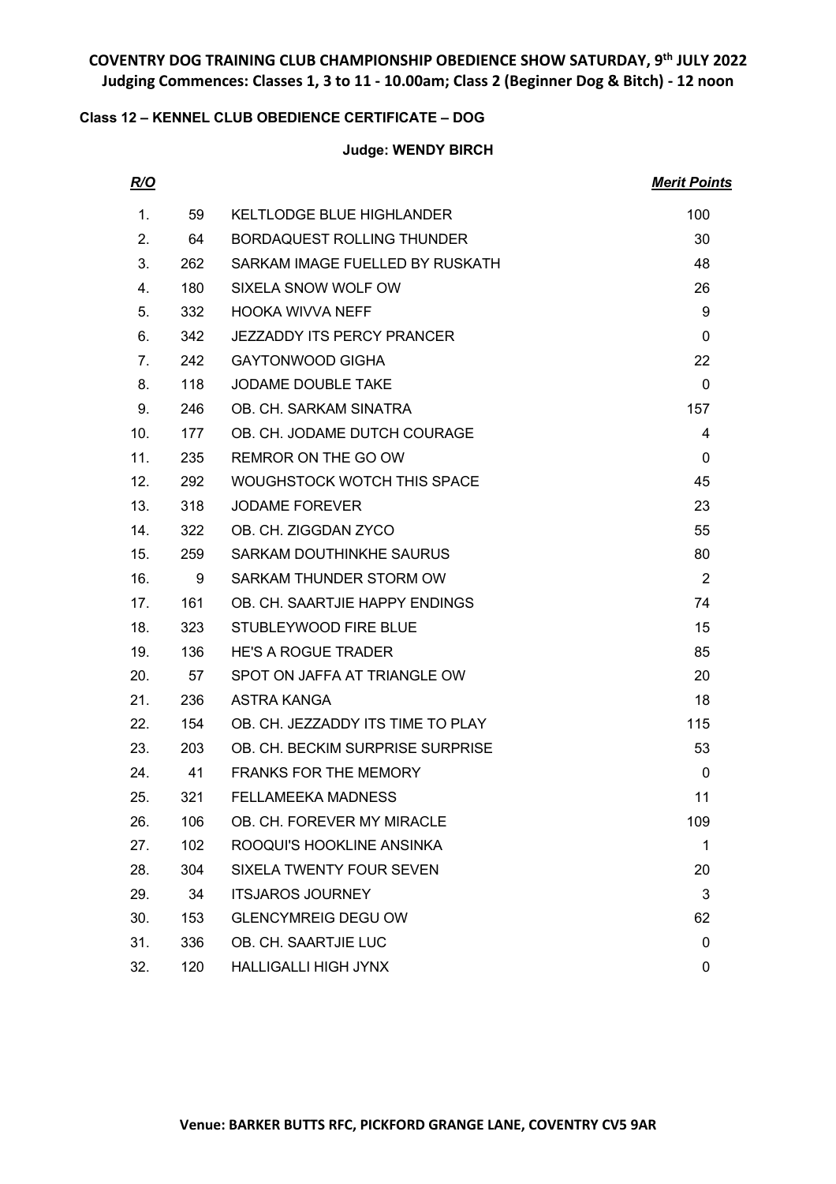**COVENTRY DOG TRAINING CLUB CHAMPIONSHIP OBEDIENCE SHOW SATURDAY, 9th JULY 2022**
**Judging Commences: Classes 1, 3 to 11 - 10.00am; Class 2 (Beginner Dog & Bitch) - 12 noon**

**Class 12 – KENNEL CLUB OBEDIENCE CERTIFICATE – DOG**

**Judge: WENDY BIRCH**

| ***R/O*** | | | ***Merit Points*** |
|---|---|---|---|
| 1. | 59 | KELTLODGE BLUE HIGHLANDER | 100 |
| 2. | 64 | BORDAQUEST ROLLING THUNDER | 30 |
| 3. | 262 | SARKAM IMAGE FUELLED BY RUSKATH | 48 |
| 4. | 180 | SIXELA SNOW WOLF OW | 26 |
| 5. | 332 | HOOKA WIVVA NEFF | 9 |
| 6. | 342 | JEZZADDY ITS PERCY PRANCER | 0 |
| 7. | 242 | GAYTONWOOD GIGHA | 22 |
| 8. | 118 | JODAME DOUBLE TAKE | 0 |
| 9. | 246 | OB. CH. SARKAM SINATRA | 157 |
| 10. | 177 | OB. CH. JODAME DUTCH COURAGE | 4 |
| 11. | 235 | REMROR ON THE GO OW | 0 |
| 12. | 292 | WOUGHSTOCK WOTCH THIS SPACE | 45 |
| 13. | 318 | JODAME FOREVER | 23 |
| 14. | 322 | OB. CH. ZIGGDAN ZYCO | 55 |
| 15. | 259 | SARKAM DOUTHINKHE SAURUS | 80 |
| 16. | 9 | SARKAM THUNDER STORM OW | 2 |
| 17. | 161 | OB. CH. SAARTJIE HAPPY ENDINGS | 74 |
| 18. | 323 | STUBLEYWOOD FIRE BLUE | 15 |
| 19. | 136 | HE'S A ROGUE TRADER | 85 |
| 20. | 57 | SPOT ON JAFFA AT TRIANGLE OW | 20 |
| 21. | 236 | ASTRA KANGA | 18 |
| 22. | 154 | OB. CH. JEZZADDY ITS TIME TO PLAY | 115 |
| 23. | 203 | OB. CH. BECKIM SURPRISE SURPRISE | 53 |
| 24. | 41 | FRANKS FOR THE MEMORY | 0 |
| 25. | 321 | FELLAMEEKA MADNESS | 11 |
| 26. | 106 | OB. CH. FOREVER MY MIRACLE | 109 |
| 27. | 102 | ROOQUI'S HOOKLINE ANSINKA | 1 |
| 28. | 304 | SIXELA TWENTY FOUR SEVEN | 20 |
| 29. | 34 | ITSJAROS JOURNEY | 3 |
| 30. | 153 | GLENCYMREIG DEGU OW | 62 |
| 31. | 336 | OB. CH. SAARTJIE LUC | 0 |
| 32. | 120 | HALLIGALLI HIGH JYNX | 0 |

**Venue: BARKER BUTTS RFC, PICKFORD GRANGE LANE, COVENTRY CV5 9AR**